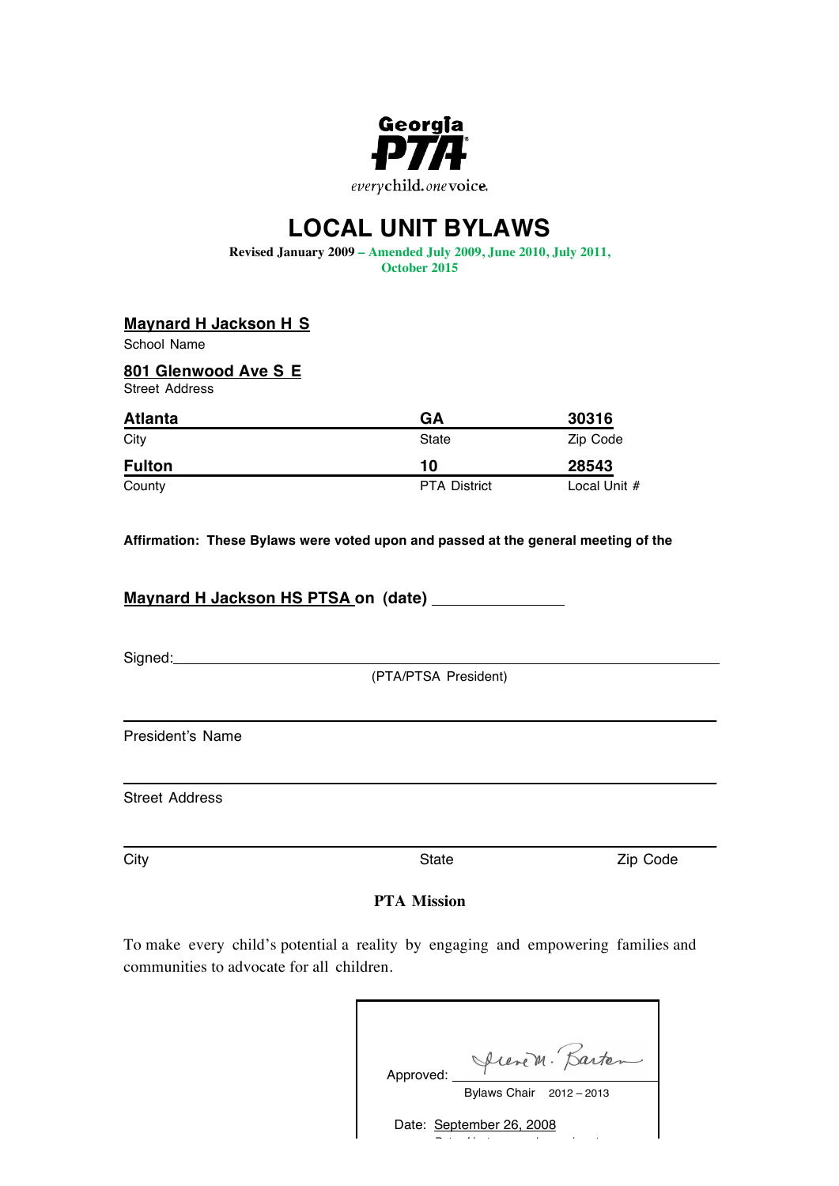Georgia PTA

everychild.onevoice.

# LOCAL UNIT BYLAWS

**Revised January 2009 – Amended July 2009, June 2010, July 2011, October 2015**

**Maynard H Jackson H S**
School Name

**801 Glenwood Ave S E**
Street Address

| | | |
|---|---|---|
| **Atlanta** | **GA** | **30316** |
| City | State | Zip Code |
| **Fulton** | **10** | **28543** |
| County | PTA District | Local Unit # |

**Affirmation: These Bylaws were voted upon and passed at the general meeting of the**

**Maynard H Jackson HS PTSA on (date)** ________________

Signed: ________________________________________
(PTA/PTSA President)

________________________________________
President's Name

________________________________________
Street Address

________________________________________
City State Zip Code

**PTA Mission**

To make every child's potential a reality by engaging and empowering families and communities to advocate for all children.

Approved: Irene M. Barton
Bylaws Chair 2012 – 2013

Date: September 26, 2008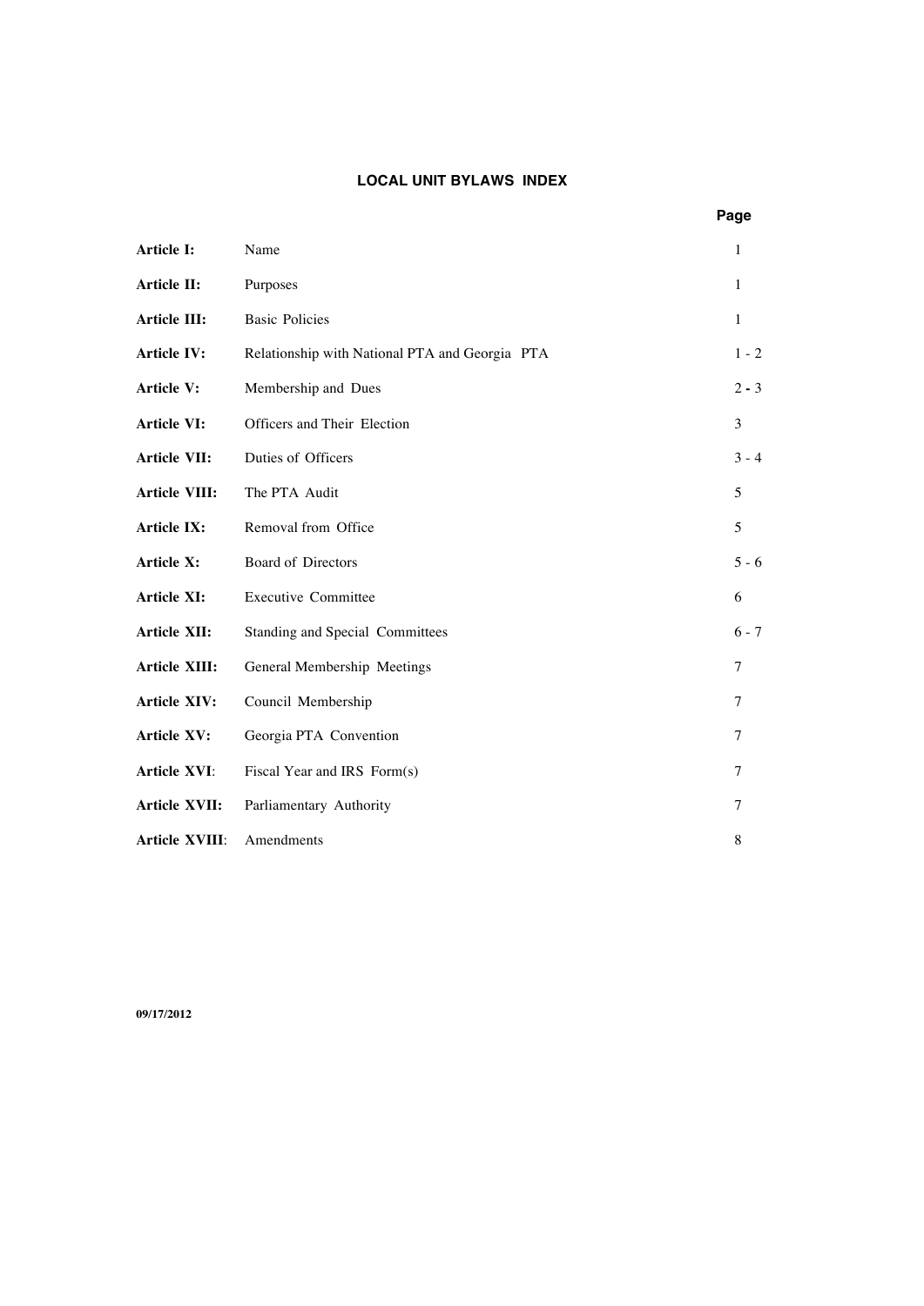# LOCAL UNIT BYLAWS INDEX

| | | Page |
|---|---|---|
| **Article I:** | Name | 1 |
| **Article II:** | Purposes | 1 |
| **Article III:** | Basic Policies | 1 |
| **Article IV:** | Relationship with National PTA and Georgia PTA | 1 - 2 |
| **Article V:** | Membership and Dues | 2 - 3 |
| **Article VI:** | Officers and Their Election | 3 |
| **Article VII:** | Duties of Officers | 3 - 4 |
| **Article VIII:** | The PTA Audit | 5 |
| **Article IX:** | Removal from Office | 5 |
| **Article X:** | Board of Directors | 5 - 6 |
| **Article XI:** | Executive Committee | 6 |
| **Article XII:** | Standing and Special Committees | 6 - 7 |
| **Article XIII:** | General Membership Meetings | 7 |
| **Article XIV:** | Council Membership | 7 |
| **Article XV:** | Georgia PTA Convention | 7 |
| **Article XVI**: | Fiscal Year and IRS Form(s) | 7 |
| **Article XVII:** | Parliamentary Authority | 7 |
| **Article XVIII**: | Amendments | 8 |

**09/17/2012**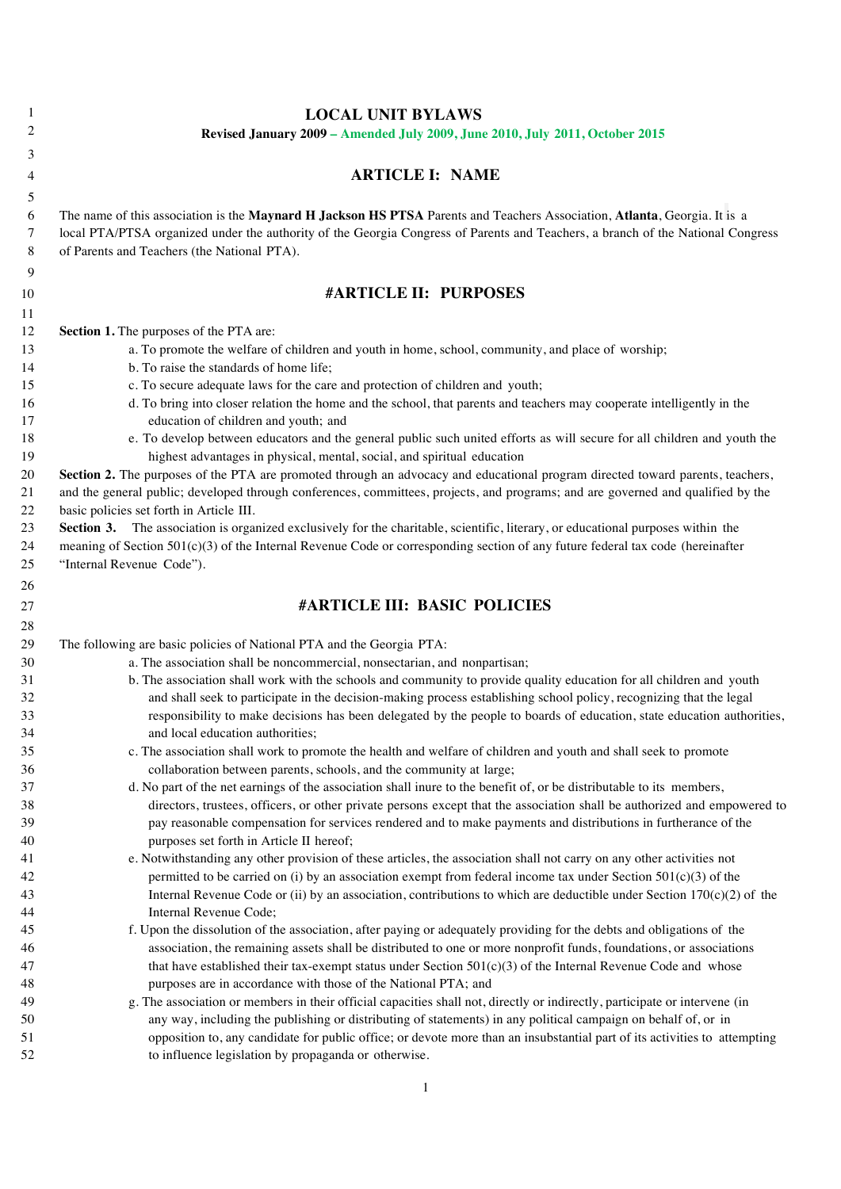# LOCAL UNIT BYLAWS

**Revised January 2009 – Amended July 2009, June 2010, July 2011, October 2015**

## ARTICLE I: NAME

The name of this association is the **Maynard H Jackson HS PTSA** Parents and Teachers Association, **Atlanta**, Georgia. It is a local PTA/PTSA organized under the authority of the Georgia Congress of Parents and Teachers, a branch of the National Congress of Parents and Teachers (the National PTA).

## #ARTICLE II: PURPOSES

**Section 1.** The purposes of the PTA are:

a. To promote the welfare of children and youth in home, school, community, and place of worship;

b. To raise the standards of home life;

c. To secure adequate laws for the care and protection of children and youth;

d. To bring into closer relation the home and the school, that parents and teachers may cooperate intelligently in the education of children and youth; and

e. To develop between educators and the general public such united efforts as will secure for all children and youth the highest advantages in physical, mental, social, and spiritual education

**Section 2.** The purposes of the PTA are promoted through an advocacy and educational program directed toward parents, teachers, and the general public; developed through conferences, committees, projects, and programs; and are governed and qualified by the basic policies set forth in Article III.

**Section 3.** The association is organized exclusively for the charitable, scientific, literary, or educational purposes within the meaning of Section 501(c)(3) of the Internal Revenue Code or corresponding section of any future federal tax code (hereinafter "Internal Revenue Code").

## #ARTICLE III: BASIC POLICIES

The following are basic policies of National PTA and the Georgia PTA:

a. The association shall be noncommercial, nonsectarian, and nonpartisan;

b. The association shall work with the schools and community to provide quality education for all children and youth and shall seek to participate in the decision-making process establishing school policy, recognizing that the legal responsibility to make decisions has been delegated by the people to boards of education, state education authorities, and local education authorities;

c. The association shall work to promote the health and welfare of children and youth and shall seek to promote collaboration between parents, schools, and the community at large;

d. No part of the net earnings of the association shall inure to the benefit of, or be distributable to its members, directors, trustees, officers, or other private persons except that the association shall be authorized and empowered to pay reasonable compensation for services rendered and to make payments and distributions in furtherance of the purposes set forth in Article II hereof;

e. Notwithstanding any other provision of these articles, the association shall not carry on any other activities not permitted to be carried on (i) by an association exempt from federal income tax under Section 501(c)(3) of the Internal Revenue Code or (ii) by an association, contributions to which are deductible under Section 170(c)(2) of the Internal Revenue Code;

f. Upon the dissolution of the association, after paying or adequately providing for the debts and obligations of the association, the remaining assets shall be distributed to one or more nonprofit funds, foundations, or associations that have established their tax-exempt status under Section 501(c)(3) of the Internal Revenue Code and whose purposes are in accordance with those of the National PTA; and

g. The association or members in their official capacities shall not, directly or indirectly, participate or intervene (in any way, including the publishing or distributing of statements) in any political campaign on behalf of, or in opposition to, any candidate for public office; or devote more than an insubstantial part of its activities to attempting to influence legislation by propaganda or otherwise.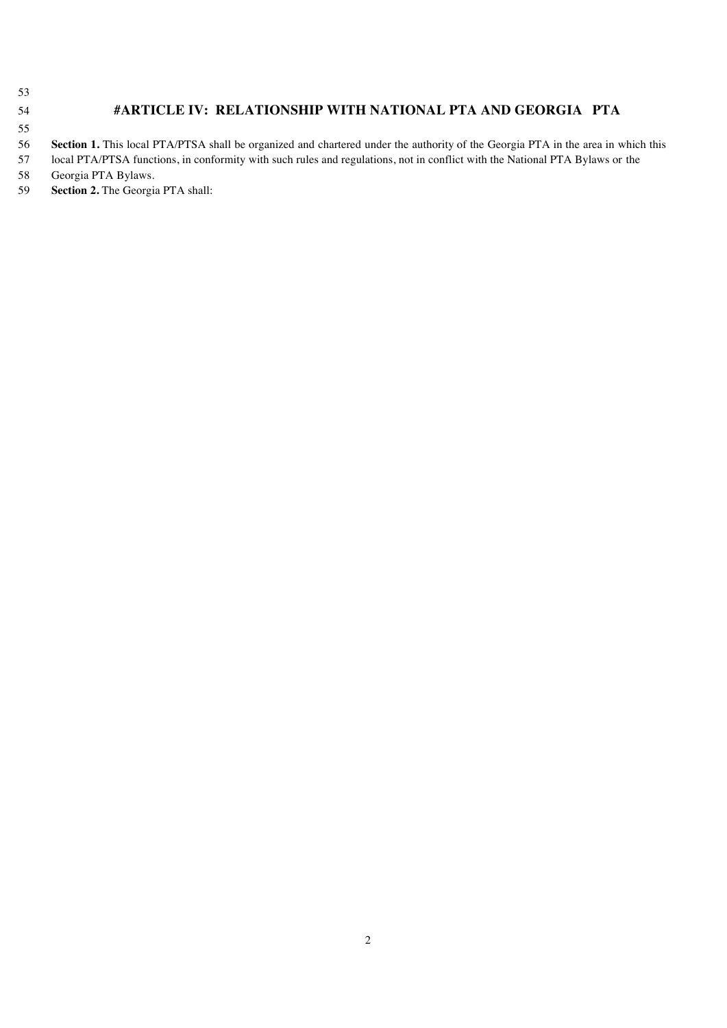## #ARTICLE IV: RELATIONSHIP WITH NATIONAL PTA AND GEORGIA PTA

**Section 1.** This local PTA/PTSA shall be organized and chartered under the authority of the Georgia PTA in the area in which this local PTA/PTSA functions, in conformity with such rules and regulations, not in conflict with the National PTA Bylaws or the Georgia PTA Bylaws.

**Section 2.** The Georgia PTA shall: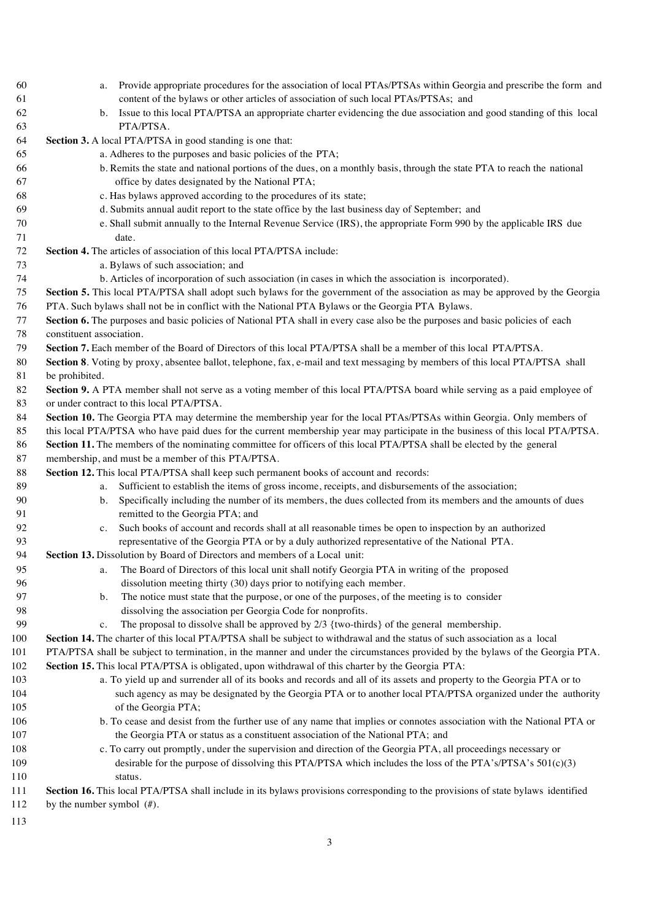a. Provide appropriate procedures for the association of local PTAs/PTSAs within Georgia and prescribe the form and content of the bylaws or other articles of association of such local PTAs/PTSAs; and

b. Issue to this local PTA/PTSA an appropriate charter evidencing the due association and good standing of this local PTA/PTSA.

**Section 3.** A local PTA/PTSA in good standing is one that:

a. Adheres to the purposes and basic policies of the PTA;

b. Remits the state and national portions of the dues, on a monthly basis, through the state PTA to reach the national office by dates designated by the National PTA;

c. Has bylaws approved according to the procedures of its state;

d. Submits annual audit report to the state office by the last business day of September; and

e. Shall submit annually to the Internal Revenue Service (IRS), the appropriate Form 990 by the applicable IRS due date.

**Section 4.** The articles of association of this local PTA/PTSA include:

a. Bylaws of such association; and

b. Articles of incorporation of such association (in cases in which the association is incorporated).

**Section 5.** This local PTA/PTSA shall adopt such bylaws for the government of the association as may be approved by the Georgia PTA. Such bylaws shall not be in conflict with the National PTA Bylaws or the Georgia PTA Bylaws.

**Section 6.** The purposes and basic policies of National PTA shall in every case also be the purposes and basic policies of each constituent association.

**Section 7.** Each member of the Board of Directors of this local PTA/PTSA shall be a member of this local PTA/PTSA.

**Section 8**. Voting by proxy, absentee ballot, telephone, fax, e-mail and text messaging by members of this local PTA/PTSA shall be prohibited.

**Section 9.** A PTA member shall not serve as a voting member of this local PTA/PTSA board while serving as a paid employee of or under contract to this local PTA/PTSA.

**Section 10.** The Georgia PTA may determine the membership year for the local PTAs/PTSAs within Georgia. Only members of this local PTA/PTSA who have paid dues for the current membership year may participate in the business of this local PTA/PTSA.

**Section 11.** The members of the nominating committee for officers of this local PTA/PTSA shall be elected by the general membership, and must be a member of this PTA/PTSA.

**Section 12.** This local PTA/PTSA shall keep such permanent books of account and records:

a. Sufficient to establish the items of gross income, receipts, and disbursements of the association;

b. Specifically including the number of its members, the dues collected from its members and the amounts of dues remitted to the Georgia PTA; and

c. Such books of account and records shall at all reasonable times be open to inspection by an authorized representative of the Georgia PTA or by a duly authorized representative of the National PTA.

**Section 13.** Dissolution by Board of Directors and members of a Local unit:

a. The Board of Directors of this local unit shall notify Georgia PTA in writing of the proposed dissolution meeting thirty (30) days prior to notifying each member.

b. The notice must state that the purpose, or one of the purposes, of the meeting is to consider dissolving the association per Georgia Code for nonprofits.

c. The proposal to dissolve shall be approved by 2/3 {two-thirds} of the general membership.

**Section 14.** The charter of this local PTA/PTSA shall be subject to withdrawal and the status of such association as a local PTA/PTSA shall be subject to termination, in the manner and under the circumstances provided by the bylaws of the Georgia PTA.

**Section 15.** This local PTA/PTSA is obligated, upon withdrawal of this charter by the Georgia PTA:

a. To yield up and surrender all of its books and records and all of its assets and property to the Georgia PTA or to such agency as may be designated by the Georgia PTA or to another local PTA/PTSA organized under the authority of the Georgia PTA;

b. To cease and desist from the further use of any name that implies or connotes association with the National PTA or the Georgia PTA or status as a constituent association of the National PTA; and

c. To carry out promptly, under the supervision and direction of the Georgia PTA, all proceedings necessary or desirable for the purpose of dissolving this PTA/PTSA which includes the loss of the PTA's/PTSA's 501(c)(3) status.

**Section 16.** This local PTA/PTSA shall include in its bylaws provisions corresponding to the provisions of state bylaws identified by the number symbol (#).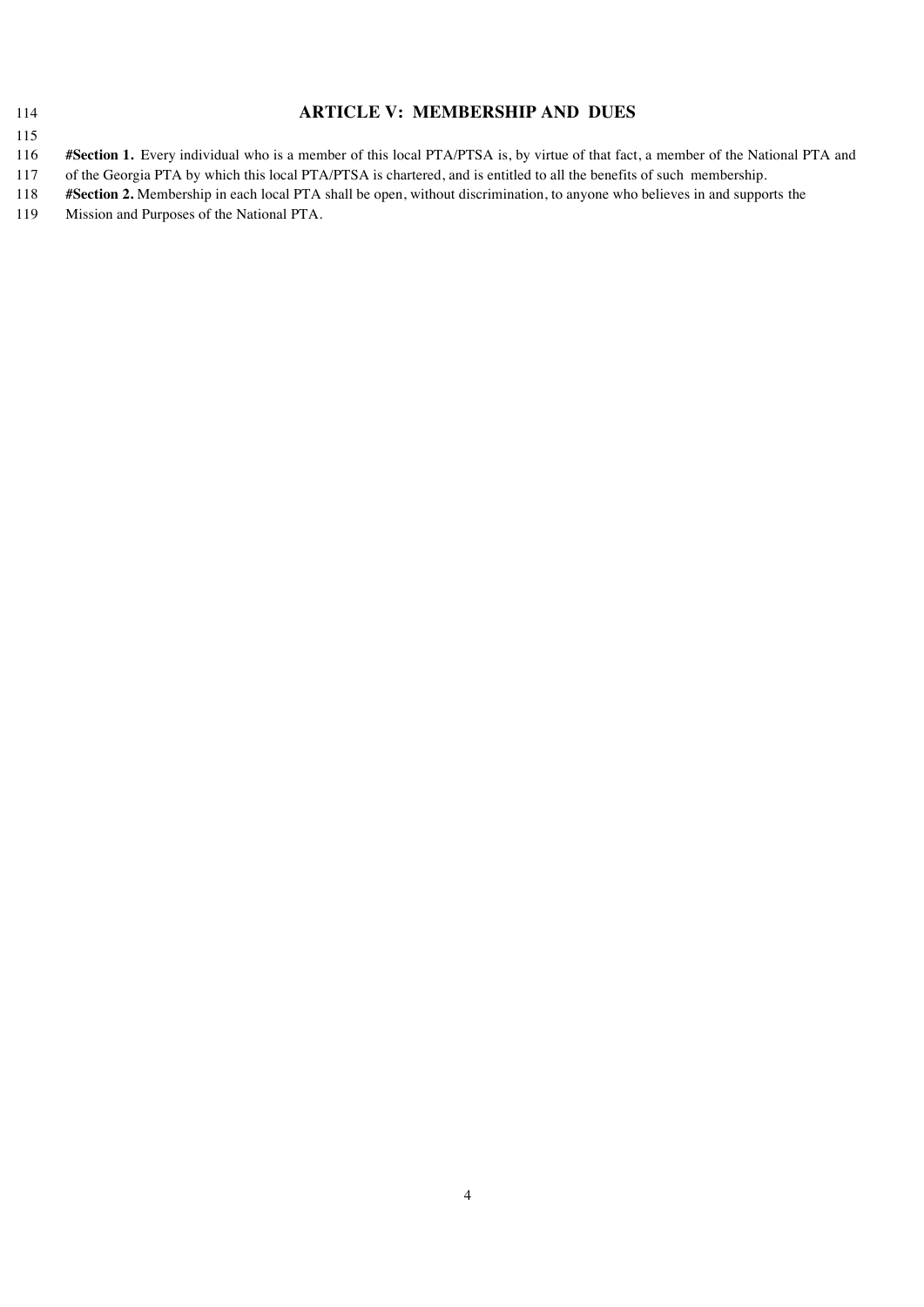## ARTICLE V: MEMBERSHIP AND DUES

**#Section 1.** Every individual who is a member of this local PTA/PTSA is, by virtue of that fact, a member of the National PTA and of the Georgia PTA by which this local PTA/PTSA is chartered, and is entitled to all the benefits of such membership.

**#Section 2.** Membership in each local PTA shall be open, without discrimination, to anyone who believes in and supports the Mission and Purposes of the National PTA.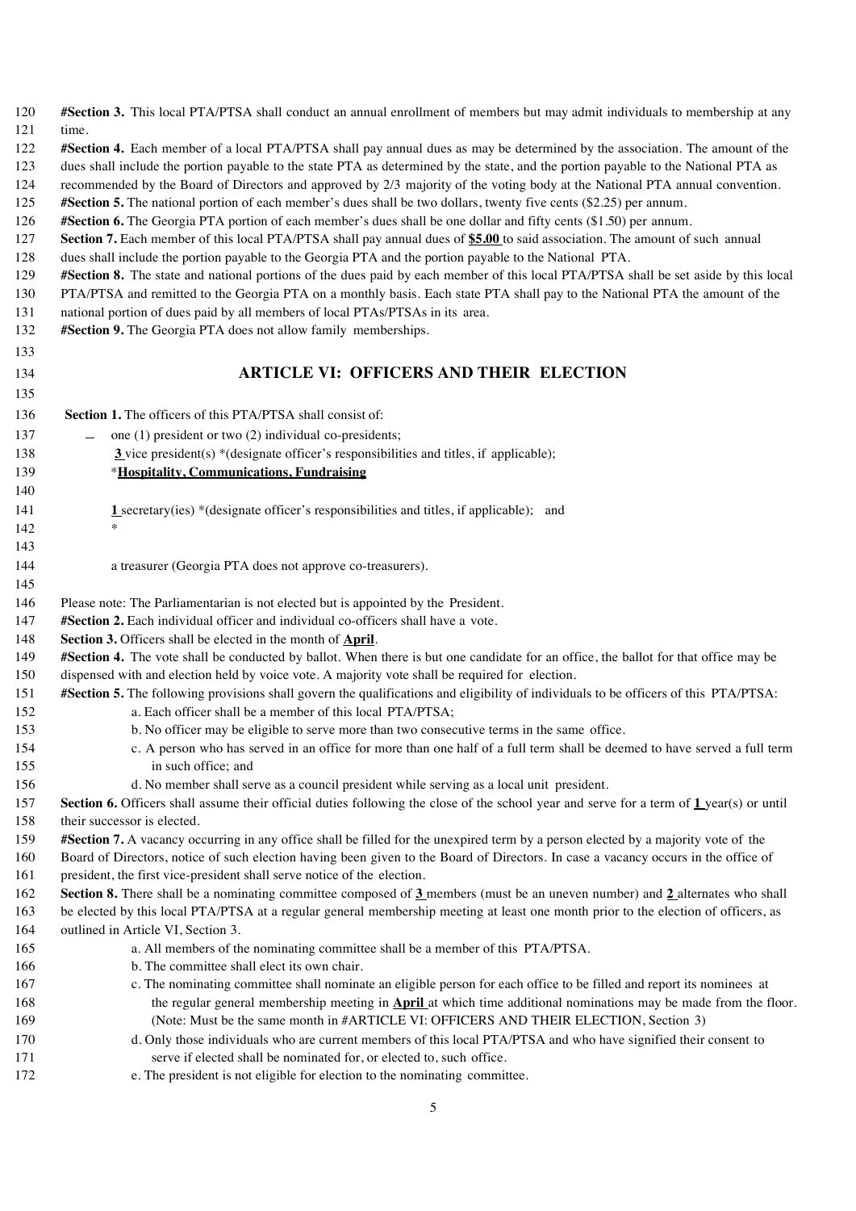**#Section 3.** This local PTA/PTSA shall conduct an annual enrollment of members but may admit individuals to membership at any time.

**#Section 4.** Each member of a local PTA/PTSA shall pay annual dues as may be determined by the association. The amount of the dues shall include the portion payable to the state PTA as determined by the state, and the portion payable to the National PTA as recommended by the Board of Directors and approved by 2/3 majority of the voting body at the National PTA annual convention.

**#Section 5.** The national portion of each member's dues shall be two dollars, twenty five cents ($2.25) per annum.

**#Section 6.** The Georgia PTA portion of each member's dues shall be one dollar and fifty cents ($1.50) per annum.

**Section 7.** Each member of this local PTA/PTSA shall pay annual dues of **$5.00** to said association. The amount of such annual dues shall include the portion payable to the Georgia PTA and the portion payable to the National PTA.

**#Section 8.** The state and national portions of the dues paid by each member of this local PTA/PTSA shall be set aside by this local PTA/PTSA and remitted to the Georgia PTA on a monthly basis. Each state PTA shall pay to the National PTA the amount of the national portion of dues paid by all members of local PTAs/PTSAs in its area.

**#Section 9.** The Georgia PTA does not allow family memberships.

## ARTICLE VI: OFFICERS AND THEIR ELECTION

**Section 1.** The officers of this PTA/PTSA shall consist of:

- one (1) president or two (2) individual co-presidents;

  **3** vice president(s) *(designate officer's responsibilities and titles, if applicable);
  ***Hospitality, Communications, Fundraising**

  **1** secretary(ies) *(designate officer's responsibilities and titles, if applicable); and
  *

  a treasurer (Georgia PTA does not approve co-treasurers).

Please note: The Parliamentarian is not elected but is appointed by the President.

**#Section 2.** Each individual officer and individual co-officers shall have a vote.

**Section 3.** Officers shall be elected in the month of **April**.

**#Section 4.** The vote shall be conducted by ballot. When there is but one candidate for an office, the ballot for that office may be dispensed with and election held by voice vote. A majority vote shall be required for election.

**#Section 5.** The following provisions shall govern the qualifications and eligibility of individuals to be officers of this PTA/PTSA:

a. Each officer shall be a member of this local PTA/PTSA;

b. No officer may be eligible to serve more than two consecutive terms in the same office.

c. A person who has served in an office for more than one half of a full term shall be deemed to have served a full term in such office; and

d. No member shall serve as a council president while serving as a local unit president.

**Section 6.** Officers shall assume their official duties following the close of the school year and serve for a term of **1** year(s) or until their successor is elected.

**#Section 7.** A vacancy occurring in any office shall be filled for the unexpired term by a person elected by a majority vote of the Board of Directors, notice of such election having been given to the Board of Directors. In case a vacancy occurs in the office of president, the first vice-president shall serve notice of the election.

**Section 8.** There shall be a nominating committee composed of **3** members (must be an uneven number) and **2** alternates who shall be elected by this local PTA/PTSA at a regular general membership meeting at least one month prior to the election of officers, as outlined in Article VI, Section 3.

a. All members of the nominating committee shall be a member of this PTA/PTSA.

b. The committee shall elect its own chair.

c. The nominating committee shall nominate an eligible person for each office to be filled and report its nominees at the regular general membership meeting in **April** at which time additional nominations may be made from the floor. (Note: Must be the same month in #ARTICLE VI: OFFICERS AND THEIR ELECTION, Section 3)

d. Only those individuals who are current members of this local PTA/PTSA and who have signified their consent to serve if elected shall be nominated for, or elected to, such office.

e. The president is not eligible for election to the nominating committee.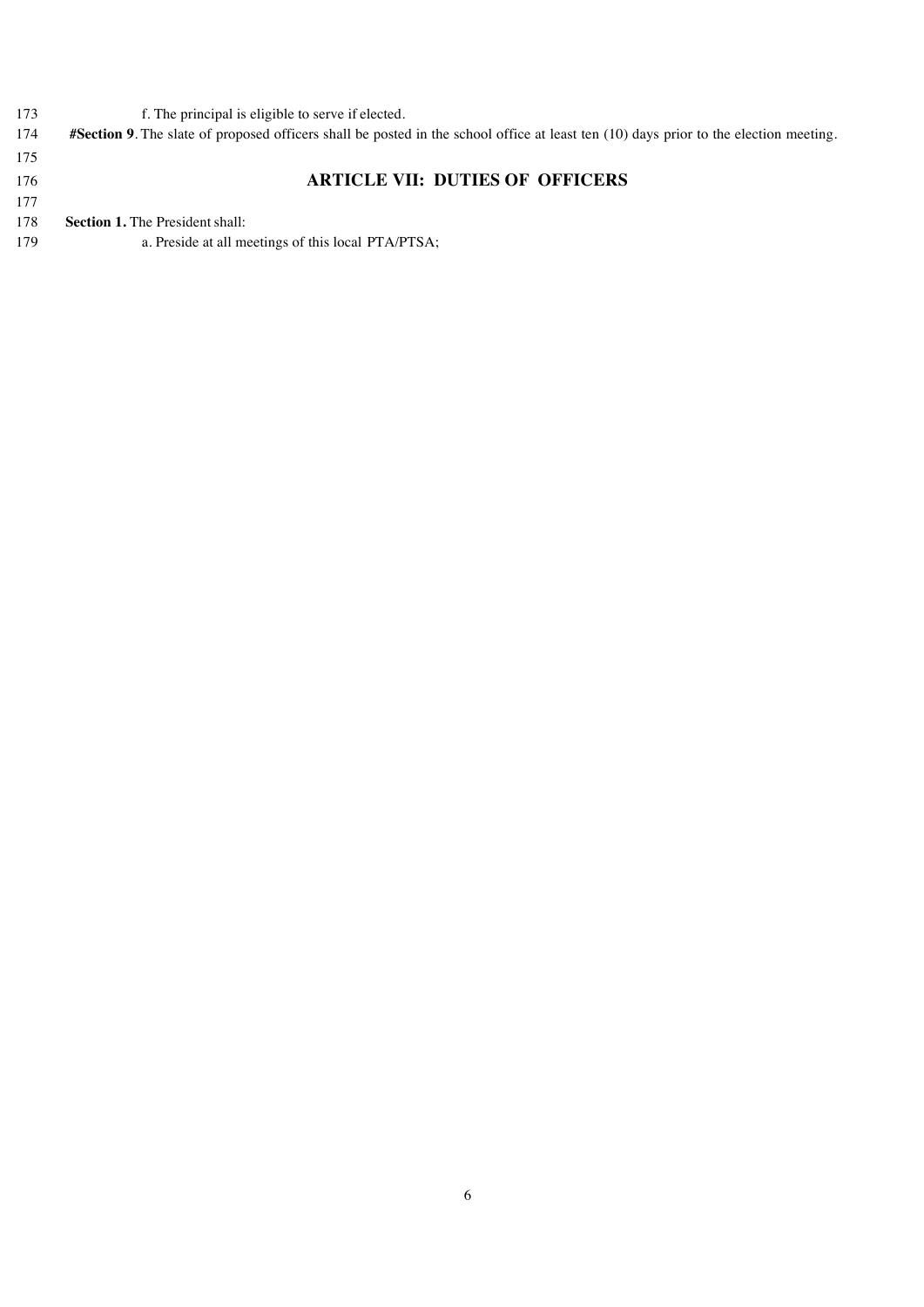f. The principal is eligible to serve if elected.

**#Section 9**. The slate of proposed officers shall be posted in the school office at least ten (10) days prior to the election meeting.

## ARTICLE VII: DUTIES OF OFFICERS

**Section 1.** The President shall:

a. Preside at all meetings of this local PTA/PTSA;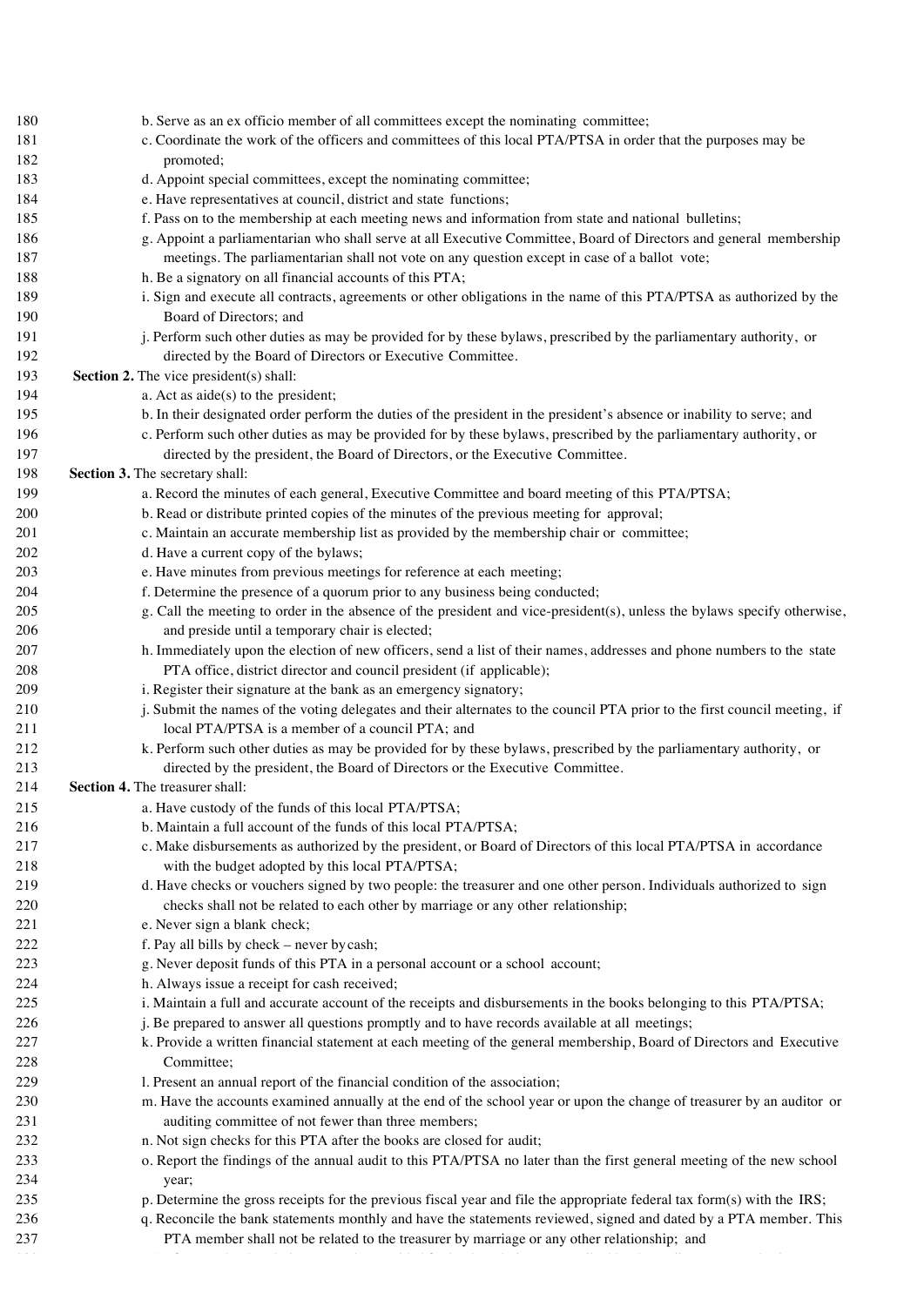b. Serve as an ex officio member of all committees except the nominating committee;

c. Coordinate the work of the officers and committees of this local PTA/PTSA in order that the purposes may be promoted;

d. Appoint special committees, except the nominating committee;

e. Have representatives at council, district and state functions;

f. Pass on to the membership at each meeting news and information from state and national bulletins;

g. Appoint a parliamentarian who shall serve at all Executive Committee, Board of Directors and general membership meetings. The parliamentarian shall not vote on any question except in case of a ballot vote;

h. Be a signatory on all financial accounts of this PTA;

i. Sign and execute all contracts, agreements or other obligations in the name of this PTA/PTSA as authorized by the Board of Directors; and

j. Perform such other duties as may be provided for by these bylaws, prescribed by the parliamentary authority, or directed by the Board of Directors or Executive Committee.

**Section 2.** The vice president(s) shall:

a. Act as aide(s) to the president;

b. In their designated order perform the duties of the president in the president's absence or inability to serve; and

c. Perform such other duties as may be provided for by these bylaws, prescribed by the parliamentary authority, or directed by the president, the Board of Directors, or the Executive Committee.

**Section 3.** The secretary shall:

a. Record the minutes of each general, Executive Committee and board meeting of this PTA/PTSA;

b. Read or distribute printed copies of the minutes of the previous meeting for approval;

c. Maintain an accurate membership list as provided by the membership chair or committee;

d. Have a current copy of the bylaws;

e. Have minutes from previous meetings for reference at each meeting;

f. Determine the presence of a quorum prior to any business being conducted;

g. Call the meeting to order in the absence of the president and vice-president(s), unless the bylaws specify otherwise, and preside until a temporary chair is elected;

h. Immediately upon the election of new officers, send a list of their names, addresses and phone numbers to the state PTA office, district director and council president (if applicable);

i. Register their signature at the bank as an emergency signatory;

j. Submit the names of the voting delegates and their alternates to the council PTA prior to the first council meeting, if local PTA/PTSA is a member of a council PTA; and

k. Perform such other duties as may be provided for by these bylaws, prescribed by the parliamentary authority, or directed by the president, the Board of Directors or the Executive Committee.

**Section 4.** The treasurer shall:

a. Have custody of the funds of this local PTA/PTSA;

b. Maintain a full account of the funds of this local PTA/PTSA;

c. Make disbursements as authorized by the president, or Board of Directors of this local PTA/PTSA in accordance with the budget adopted by this local PTA/PTSA;

d. Have checks or vouchers signed by two people: the treasurer and one other person. Individuals authorized to sign checks shall not be related to each other by marriage or any other relationship;

e. Never sign a blank check;

f. Pay all bills by check – never by cash;

g. Never deposit funds of this PTA in a personal account or a school account;

h. Always issue a receipt for cash received;

i. Maintain a full and accurate account of the receipts and disbursements in the books belonging to this PTA/PTSA;

j. Be prepared to answer all questions promptly and to have records available at all meetings;

k. Provide a written financial statement at each meeting of the general membership, Board of Directors and Executive Committee;

l. Present an annual report of the financial condition of the association;

m. Have the accounts examined annually at the end of the school year or upon the change of treasurer by an auditor or auditing committee of not fewer than three members;

n. Not sign checks for this PTA after the books are closed for audit;

o. Report the findings of the annual audit to this PTA/PTSA no later than the first general meeting of the new school year;

p. Determine the gross receipts for the previous fiscal year and file the appropriate federal tax form(s) with the IRS;

q. Reconcile the bank statements monthly and have the statements reviewed, signed and dated by a PTA member. This PTA member shall not be related to the treasurer by marriage or any other relationship; and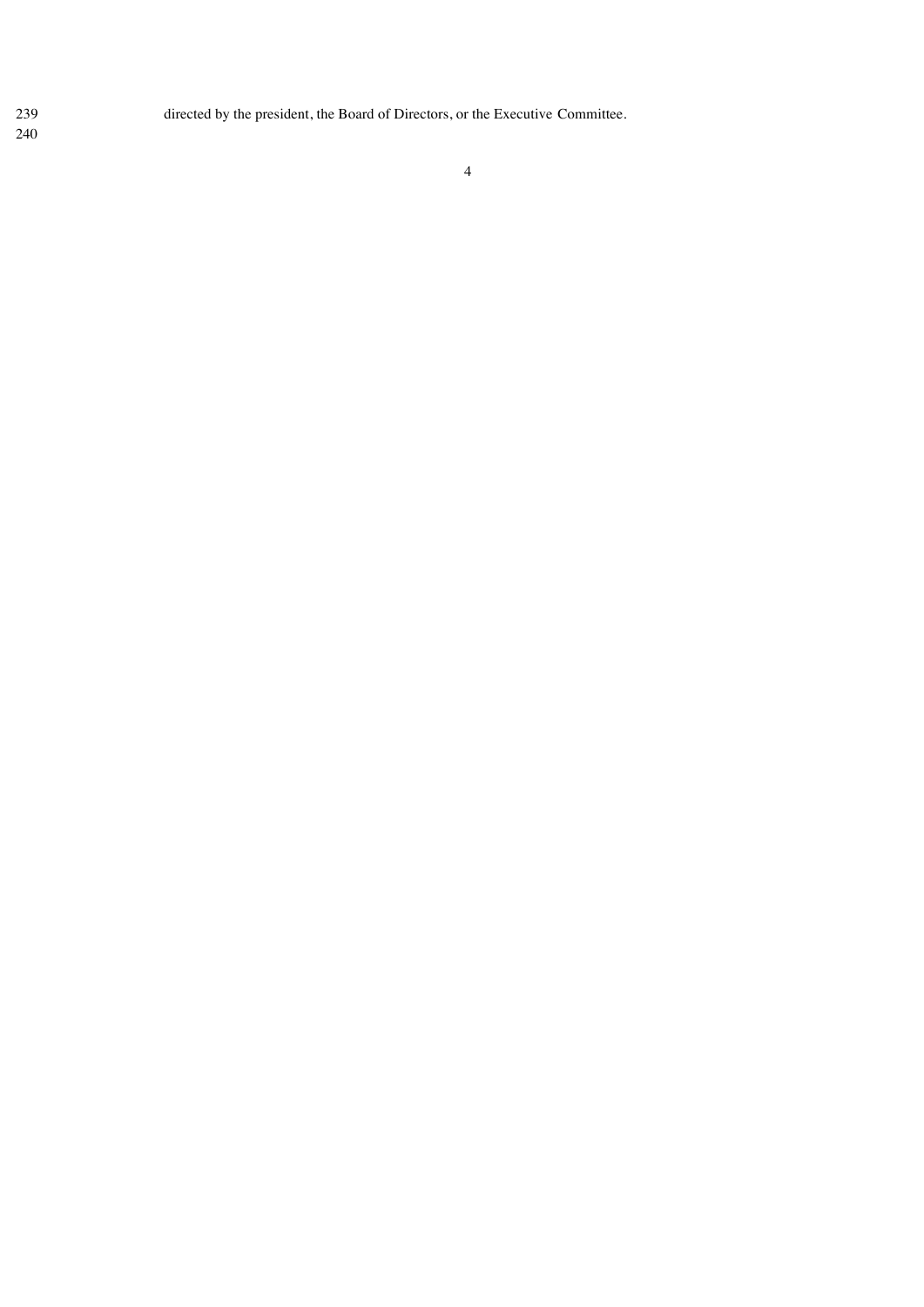directed by the president, the Board of Directors, or the Executive Committee.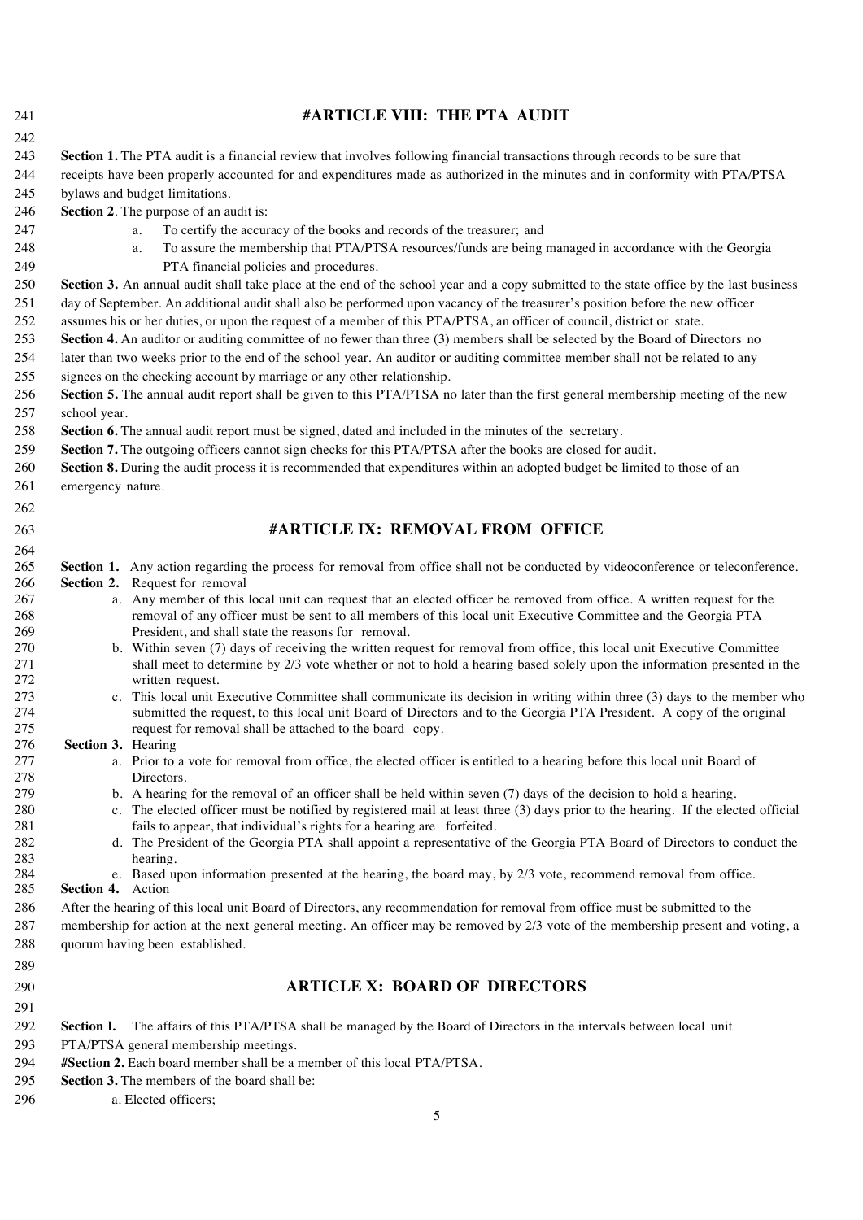# #ARTICLE VIII: THE PTA AUDIT

**Section 1.** The PTA audit is a financial review that involves following financial transactions through records to be sure that receipts have been properly accounted for and expenditures made as authorized in the minutes and in conformity with PTA/PTSA bylaws and budget limitations.

**Section 2**. The purpose of an audit is:

- a. To certify the accuracy of the books and records of the treasurer; and
- a. To assure the membership that PTA/PTSA resources/funds are being managed in accordance with the Georgia PTA financial policies and procedures.

**Section 3.** An annual audit shall take place at the end of the school year and a copy submitted to the state office by the last business day of September. An additional audit shall also be performed upon vacancy of the treasurer's position before the new officer assumes his or her duties, or upon the request of a member of this PTA/PTSA, an officer of council, district or state.

**Section 4.** An auditor or auditing committee of no fewer than three (3) members shall be selected by the Board of Directors no later than two weeks prior to the end of the school year. An auditor or auditing committee member shall not be related to any signees on the checking account by marriage or any other relationship.

**Section 5.** The annual audit report shall be given to this PTA/PTSA no later than the first general membership meeting of the new school year.

**Section 6.** The annual audit report must be signed, dated and included in the minutes of the secretary.

**Section 7.** The outgoing officers cannot sign checks for this PTA/PTSA after the books are closed for audit.

**Section 8.** During the audit process it is recommended that expenditures within an adopted budget be limited to those of an emergency nature.

# #ARTICLE IX: REMOVAL FROM OFFICE

**Section 1.** Any action regarding the process for removal from office shall not be conducted by videoconference or teleconference.

**Section 2.** Request for removal

- a. Any member of this local unit can request that an elected officer be removed from office. A written request for the removal of any officer must be sent to all members of this local unit Executive Committee and the Georgia PTA President, and shall state the reasons for removal.
- b. Within seven (7) days of receiving the written request for removal from office, this local unit Executive Committee shall meet to determine by 2/3 vote whether or not to hold a hearing based solely upon the information presented in the written request.
- c. This local unit Executive Committee shall communicate its decision in writing within three (3) days to the member who submitted the request, to this local unit Board of Directors and to the Georgia PTA President. A copy of the original request for removal shall be attached to the board copy.

**Section 3.** Hearing

- a. Prior to a vote for removal from office, the elected officer is entitled to a hearing before this local unit Board of Directors.
- b. A hearing for the removal of an officer shall be held within seven (7) days of the decision to hold a hearing.
- c. The elected officer must be notified by registered mail at least three (3) days prior to the hearing. If the elected official fails to appear, that individual's rights for a hearing are forfeited.
- d. The President of the Georgia PTA shall appoint a representative of the Georgia PTA Board of Directors to conduct the hearing.
- e. Based upon information presented at the hearing, the board may, by 2/3 vote, recommend removal from office.

**Section 4.** Action

After the hearing of this local unit Board of Directors, any recommendation for removal from office must be submitted to the membership for action at the next general meeting. An officer may be removed by 2/3 vote of the membership present and voting, a quorum having been established.

# ARTICLE X: BOARD OF DIRECTORS

**Section l.** The affairs of this PTA/PTSA shall be managed by the Board of Directors in the intervals between local unit PTA/PTSA general membership meetings.

**#Section 2.** Each board member shall be a member of this local PTA/PTSA.

**Section 3.** The members of the board shall be:

a. Elected officers;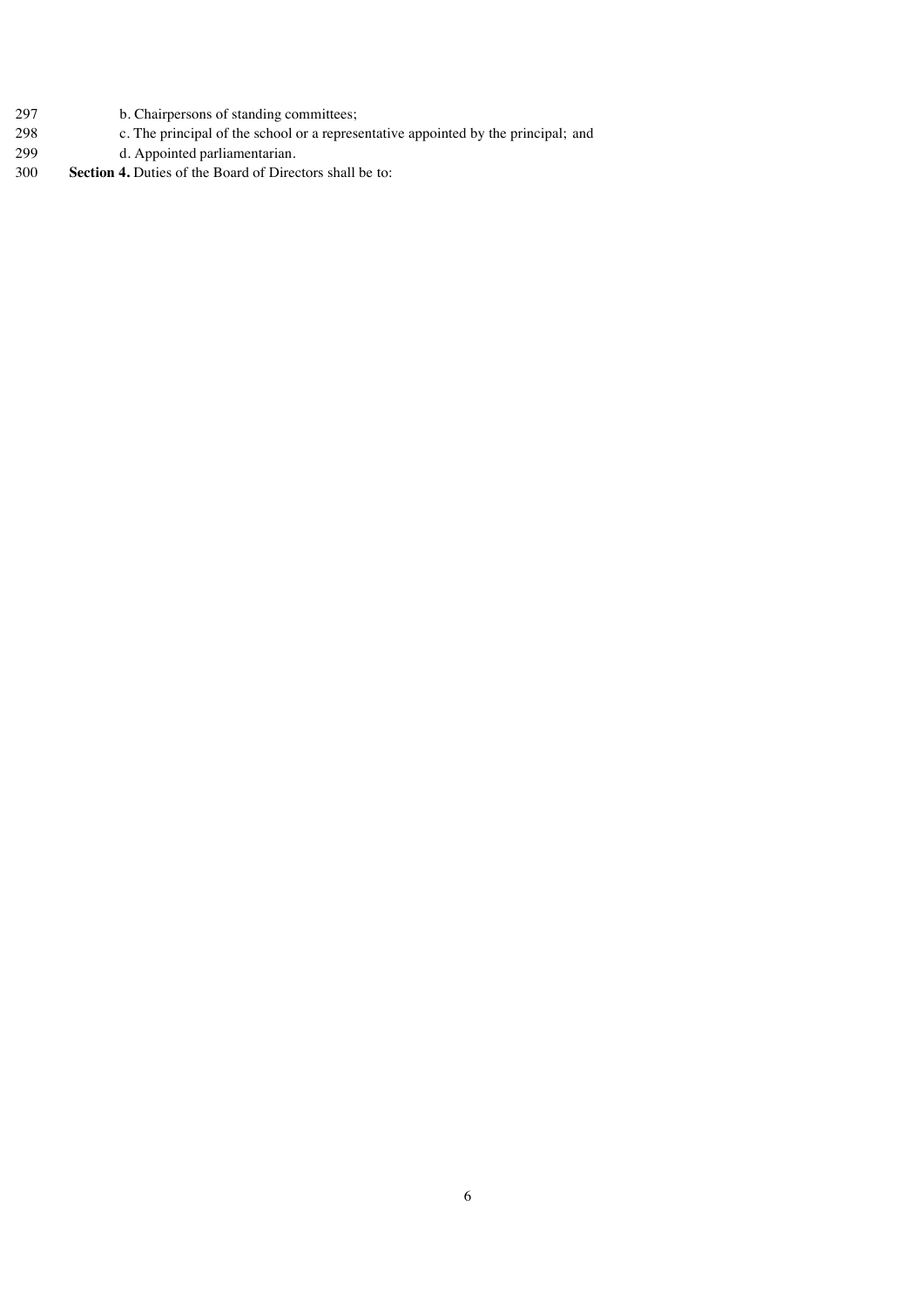b. Chairpersons of standing committees;
c. The principal of the school or a representative appointed by the principal; and
d. Appointed parliamentarian.

**Section 4.** Duties of the Board of Directors shall be to: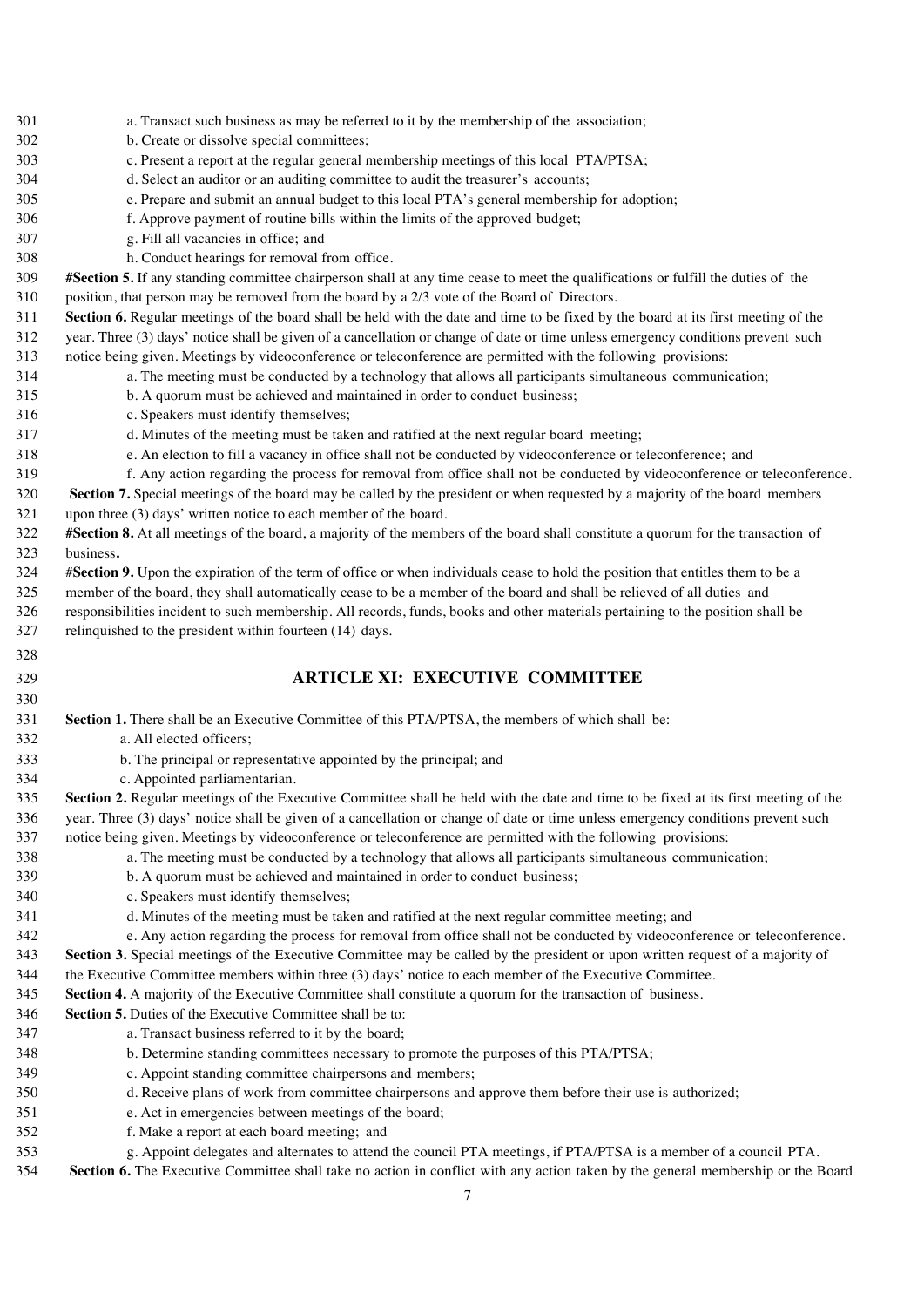a. Transact such business as may be referred to it by the membership of the association;

b. Create or dissolve special committees;

c. Present a report at the regular general membership meetings of this local PTA/PTSA;

d. Select an auditor or an auditing committee to audit the treasurer's accounts;

e. Prepare and submit an annual budget to this local PTA's general membership for adoption;

f. Approve payment of routine bills within the limits of the approved budget;

g. Fill all vacancies in office; and

h. Conduct hearings for removal from office.

**#Section 5.** If any standing committee chairperson shall at any time cease to meet the qualifications or fulfill the duties of the position, that person may be removed from the board by a 2/3 vote of the Board of Directors.

**Section 6.** Regular meetings of the board shall be held with the date and time to be fixed by the board at its first meeting of the year. Three (3) days' notice shall be given of a cancellation or change of date or time unless emergency conditions prevent such notice being given. Meetings by videoconference or teleconference are permitted with the following provisions:

a. The meeting must be conducted by a technology that allows all participants simultaneous communication;

b. A quorum must be achieved and maintained in order to conduct business;

c. Speakers must identify themselves;

d. Minutes of the meeting must be taken and ratified at the next regular board meeting;

e. An election to fill a vacancy in office shall not be conducted by videoconference or teleconference; and

f. Any action regarding the process for removal from office shall not be conducted by videoconference or teleconference.

**Section 7.** Special meetings of the board may be called by the president or when requested by a majority of the board members upon three (3) days' written notice to each member of the board.

**#Section 8.** At all meetings of the board, a majority of the members of the board shall constitute a quorum for the transaction of business**.**

#**Section 9.** Upon the expiration of the term of office or when individuals cease to hold the position that entitles them to be a member of the board, they shall automatically cease to be a member of the board and shall be relieved of all duties and responsibilities incident to such membership. All records, funds, books and other materials pertaining to the position shall be relinquished to the president within fourteen (14) days.

## ARTICLE XI: EXECUTIVE COMMITTEE

**Section 1.** There shall be an Executive Committee of this PTA/PTSA, the members of which shall be:

a. All elected officers;

b. The principal or representative appointed by the principal; and

c. Appointed parliamentarian.

**Section 2.** Regular meetings of the Executive Committee shall be held with the date and time to be fixed at its first meeting of the year. Three (3) days' notice shall be given of a cancellation or change of date or time unless emergency conditions prevent such notice being given. Meetings by videoconference or teleconference are permitted with the following provisions:

a. The meeting must be conducted by a technology that allows all participants simultaneous communication;

b. A quorum must be achieved and maintained in order to conduct business;

c. Speakers must identify themselves;

d. Minutes of the meeting must be taken and ratified at the next regular committee meeting; and

e. Any action regarding the process for removal from office shall not be conducted by videoconference or teleconference.

**Section 3.** Special meetings of the Executive Committee may be called by the president or upon written request of a majority of the Executive Committee members within three (3) days' notice to each member of the Executive Committee.

**Section 4.** A majority of the Executive Committee shall constitute a quorum for the transaction of business.

**Section 5.** Duties of the Executive Committee shall be to:

a. Transact business referred to it by the board;

b. Determine standing committees necessary to promote the purposes of this PTA/PTSA;

c. Appoint standing committee chairpersons and members;

d. Receive plans of work from committee chairpersons and approve them before their use is authorized;

e. Act in emergencies between meetings of the board;

f. Make a report at each board meeting; and

g. Appoint delegates and alternates to attend the council PTA meetings, if PTA/PTSA is a member of a council PTA.

**Section 6.** The Executive Committee shall take no action in conflict with any action taken by the general membership or the Board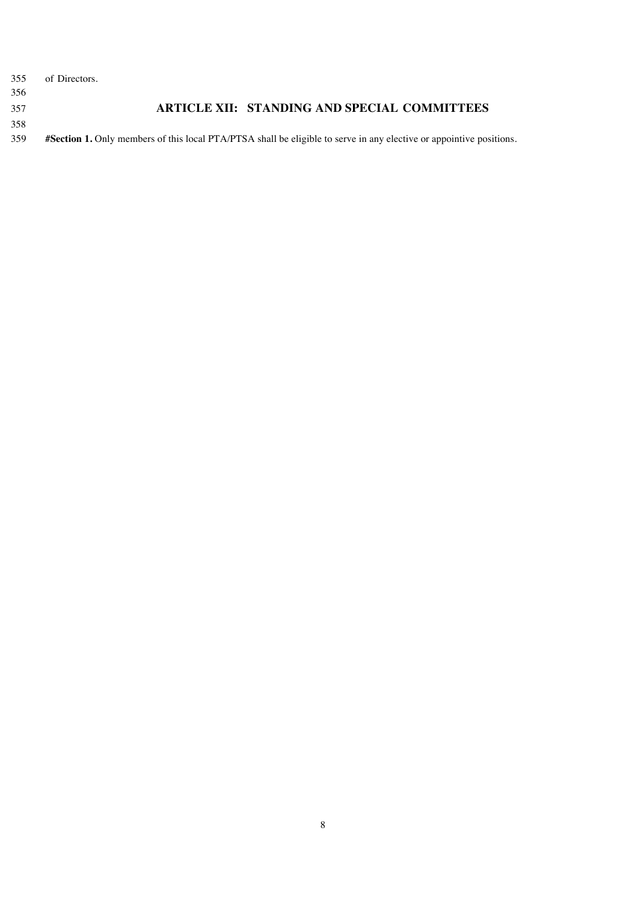of Directors.

## ARTICLE XII: STANDING AND SPECIAL COMMITTEES

**#Section 1.** Only members of this local PTA/PTSA shall be eligible to serve in any elective or appointive positions.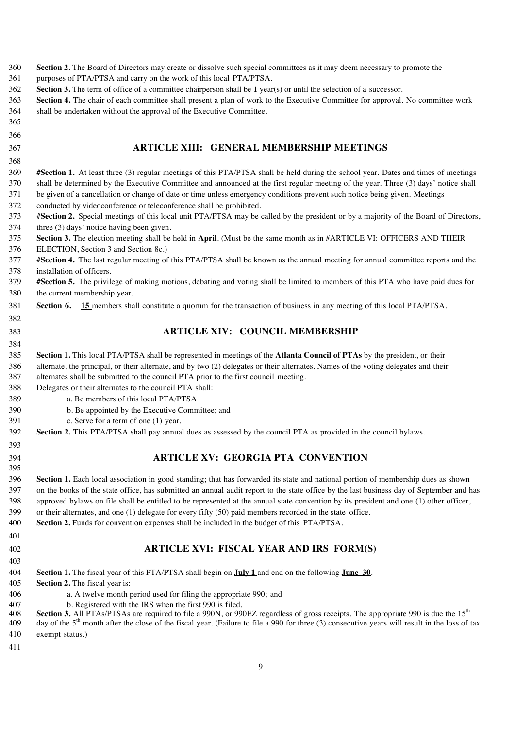**Section 2.** The Board of Directors may create or dissolve such special committees as it may deem necessary to promote the purposes of PTA/PTSA and carry on the work of this local PTA/PTSA.

**Section 3.** The term of office of a committee chairperson shall be **1** year(s) or until the selection of a successor.

**Section 4.** The chair of each committee shall present a plan of work to the Executive Committee for approval. No committee work shall be undertaken without the approval of the Executive Committee.

## ARTICLE XIII: GENERAL MEMBERSHIP MEETINGS

**#Section 1.** At least three (3) regular meetings of this PTA/PTSA shall be held during the school year. Dates and times of meetings shall be determined by the Executive Committee and announced at the first regular meeting of the year. Three (3) days' notice shall be given of a cancellation or change of date or time unless emergency conditions prevent such notice being given. Meetings conducted by videoconference or teleconference shall be prohibited.

#**Section 2.** Special meetings of this local unit PTA/PTSA may be called by the president or by a majority of the Board of Directors, three (3) days' notice having been given.

**Section 3.** The election meeting shall be held in **April**. (Must be the same month as in #ARTICLE VI: OFFICERS AND THEIR ELECTION, Section 3 and Section 8c.)

#**Section 4.** The last regular meeting of this PTA/PTSA shall be known as the annual meeting for annual committee reports and the installation of officers.

**#Section 5.** The privilege of making motions, debating and voting shall be limited to members of this PTA who have paid dues for the current membership year.

**Section 6.** **15** members shall constitute a quorum for the transaction of business in any meeting of this local PTA/PTSA.

## ARTICLE XIV: COUNCIL MEMBERSHIP

**Section 1.** This local PTA/PTSA shall be represented in meetings of the **Atlanta Council of PTAs** by the president, or their alternate, the principal, or their alternate, and by two (2) delegates or their alternates. Names of the voting delegates and their alternates shall be submitted to the council PTA prior to the first council meeting.

Delegates or their alternates to the council PTA shall:

a. Be members of this local PTA/PTSA

b. Be appointed by the Executive Committee; and

c. Serve for a term of one (1) year.

**Section 2.** This PTA/PTSA shall pay annual dues as assessed by the council PTA as provided in the council bylaws.

## ARTICLE XV: GEORGIA PTA CONVENTION

**Section 1.** Each local association in good standing; that has forwarded its state and national portion of membership dues as shown on the books of the state office, has submitted an annual audit report to the state office by the last business day of September and has approved bylaws on file shall be entitled to be represented at the annual state convention by its president and one (1) other officer, or their alternates, and one (1) delegate for every fifty (50) paid members recorded in the state office.

**Section 2.** Funds for convention expenses shall be included in the budget of this PTA/PTSA.

## ARTICLE XVI: FISCAL YEAR AND IRS FORM(S)

**Section 1.** The fiscal year of this PTA/PTSA shall begin on **July 1** and end on the following **June 30**.

**Section 2.** The fiscal year is:

a. A twelve month period used for filing the appropriate 990; and

b. Registered with the IRS when the first 990 is filed.

**Section 3.** All PTAs/PTSAs are required to file a 990N, or 990EZ regardless of gross receipts. The appropriate 990 is due the 15th day of the 5th month after the close of the fiscal year. (Failure to file a 990 for three (3) consecutive years will result in the loss of tax exempt status.)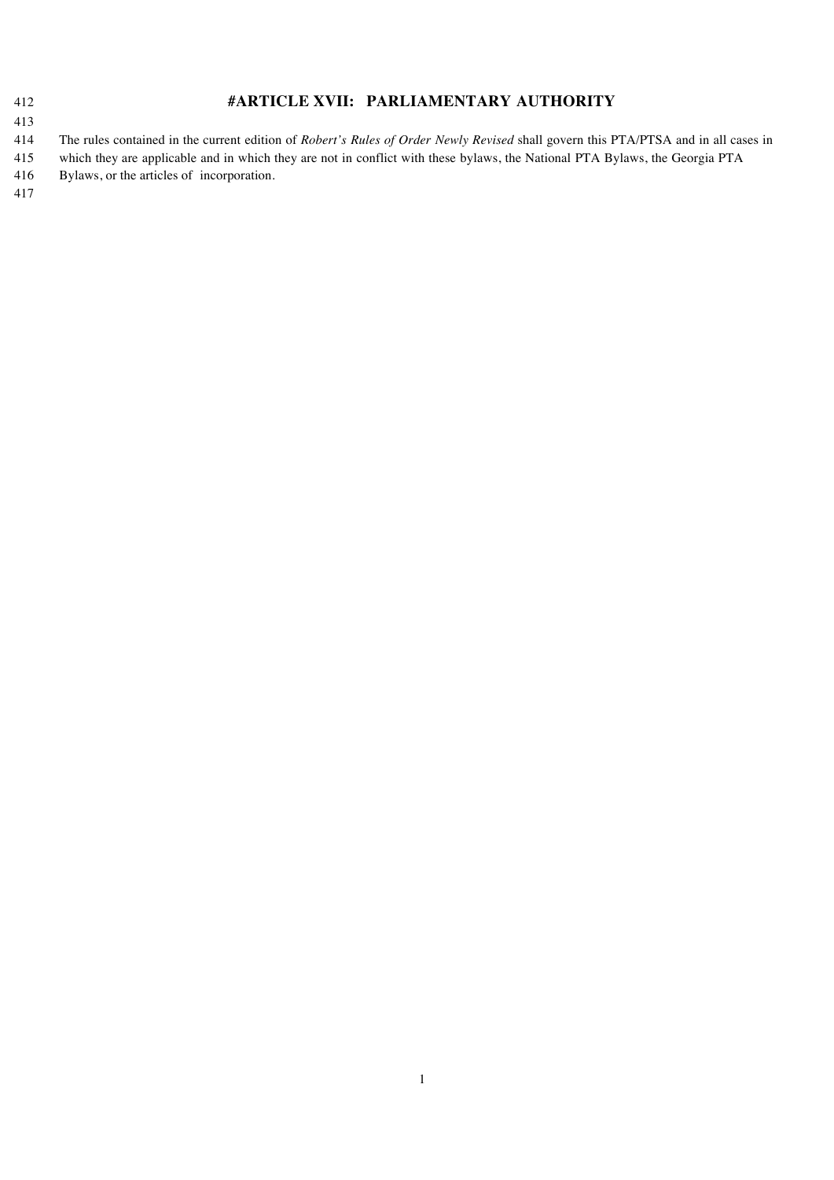# #ARTICLE XVII: PARLIAMENTARY AUTHORITY

The rules contained in the current edition of *Robert's Rules of Order Newly Revised* shall govern this PTA/PTSA and in all cases in which they are applicable and in which they are not in conflict with these bylaws, the National PTA Bylaws, the Georgia PTA Bylaws, or the articles of incorporation.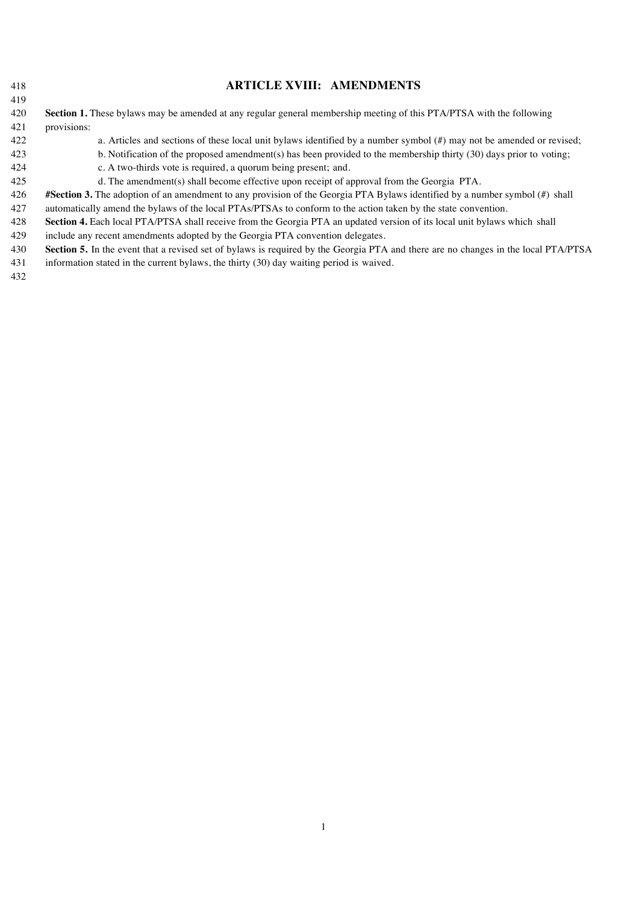## ARTICLE XVIII: AMENDMENTS

**Section 1.** These bylaws may be amended at any regular general membership meeting of this PTA/PTSA with the following provisions:

a. Articles and sections of these local unit bylaws identified by a number symbol (#) may not be amended or revised;

b. Notification of the proposed amendment(s) has been provided to the membership thirty (30) days prior to voting;

c. A two-thirds vote is required, a quorum being present; and.

d. The amendment(s) shall become effective upon receipt of approval from the Georgia PTA.

**#Section 3.** The adoption of an amendment to any provision of the Georgia PTA Bylaws identified by a number symbol (#) shall automatically amend the bylaws of the local PTAs/PTSAs to conform to the action taken by the state convention.

**Section 4.** Each local PTA/PTSA shall receive from the Georgia PTA an updated version of its local unit bylaws which shall include any recent amendments adopted by the Georgia PTA convention delegates.

**Section 5.** In the event that a revised set of bylaws is required by the Georgia PTA and there are no changes in the local PTA/PTSA information stated in the current bylaws, the thirty (30) day waiting period is waived.